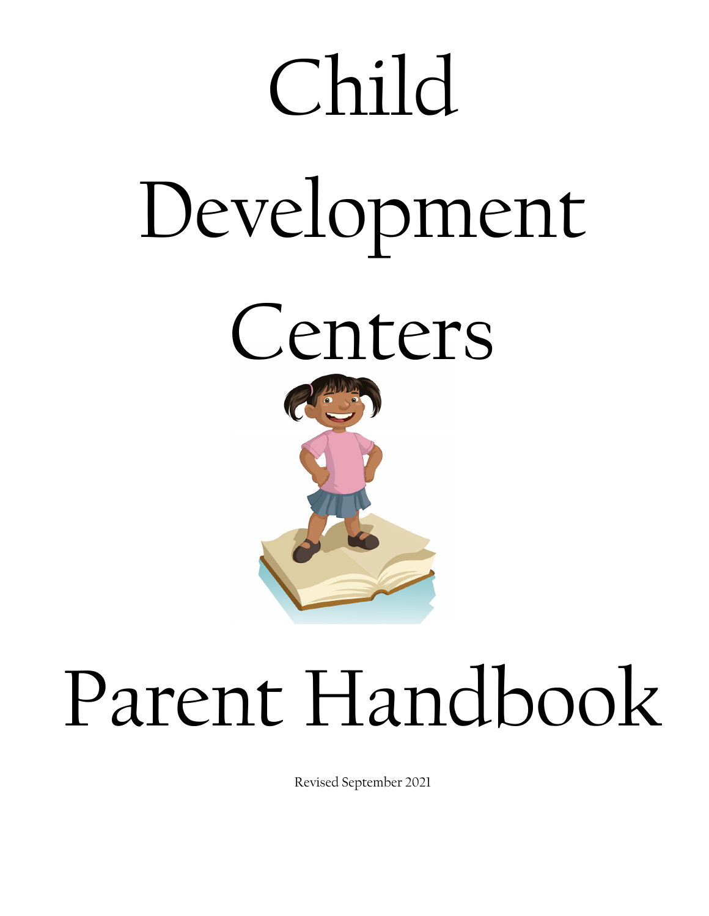# Child Development Centers

# Parent Handbook

Revised September 2021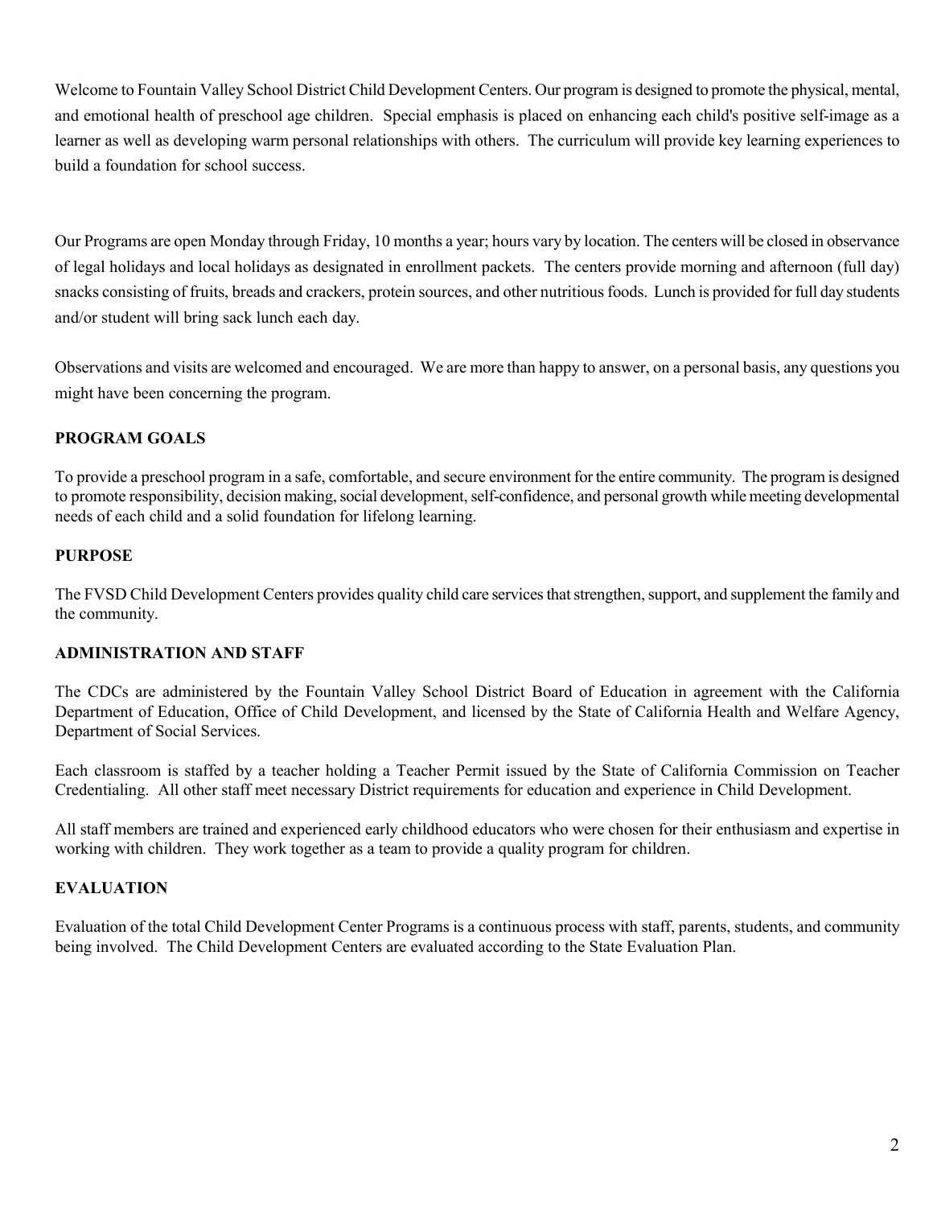Welcome to Fountain Valley School District Child Development Centers. Our program is designed to promote the physical, mental, and emotional health of preschool age children. Special emphasis is placed on enhancing each child's positive self-image as a learner as well as developing warm personal relationships with others. The curriculum will provide key learning experiences to build a foundation for school success.

Our Programs are open Monday through Friday, 10 months a year; hours vary by location. The centers will be closed in observance of legal holidays and local holidays as designated in enrollment packets. The centers provide morning and afternoon (full day) snacks consisting of fruits, breads and crackers, protein sources, and other nutritious foods. Lunch is provided for full day students and/or student will bring sack lunch each day.

Observations and visits are welcomed and encouraged. We are more than happy to answer, on a personal basis, any questions you might have been concerning the program.

## PROGRAM GOALS

To provide a preschool program in a safe, comfortable, and secure environment for the entire community. The program is designed to promote responsibility, decision making, social development, self-confidence, and personal growth while meeting developmental needs of each child and a solid foundation for lifelong learning.

## PURPOSE

The FVSD Child Development Centers provides quality child care services that strengthen, support, and supplement the family and the community.

## ADMINISTRATION AND STAFF

The CDCs are administered by the Fountain Valley School District Board of Education in agreement with the California Department of Education, Office of Child Development, and licensed by the State of California Health and Welfare Agency, Department of Social Services.

Each classroom is staffed by a teacher holding a Teacher Permit issued by the State of California Commission on Teacher Credentialing. All other staff meet necessary District requirements for education and experience in Child Development.

All staff members are trained and experienced early childhood educators who were chosen for their enthusiasm and expertise in working with children. They work together as a team to provide a quality program for children.

## EVALUATION

Evaluation of the total Child Development Center Programs is a continuous process with staff, parents, students, and community being involved. The Child Development Centers are evaluated according to the State Evaluation Plan.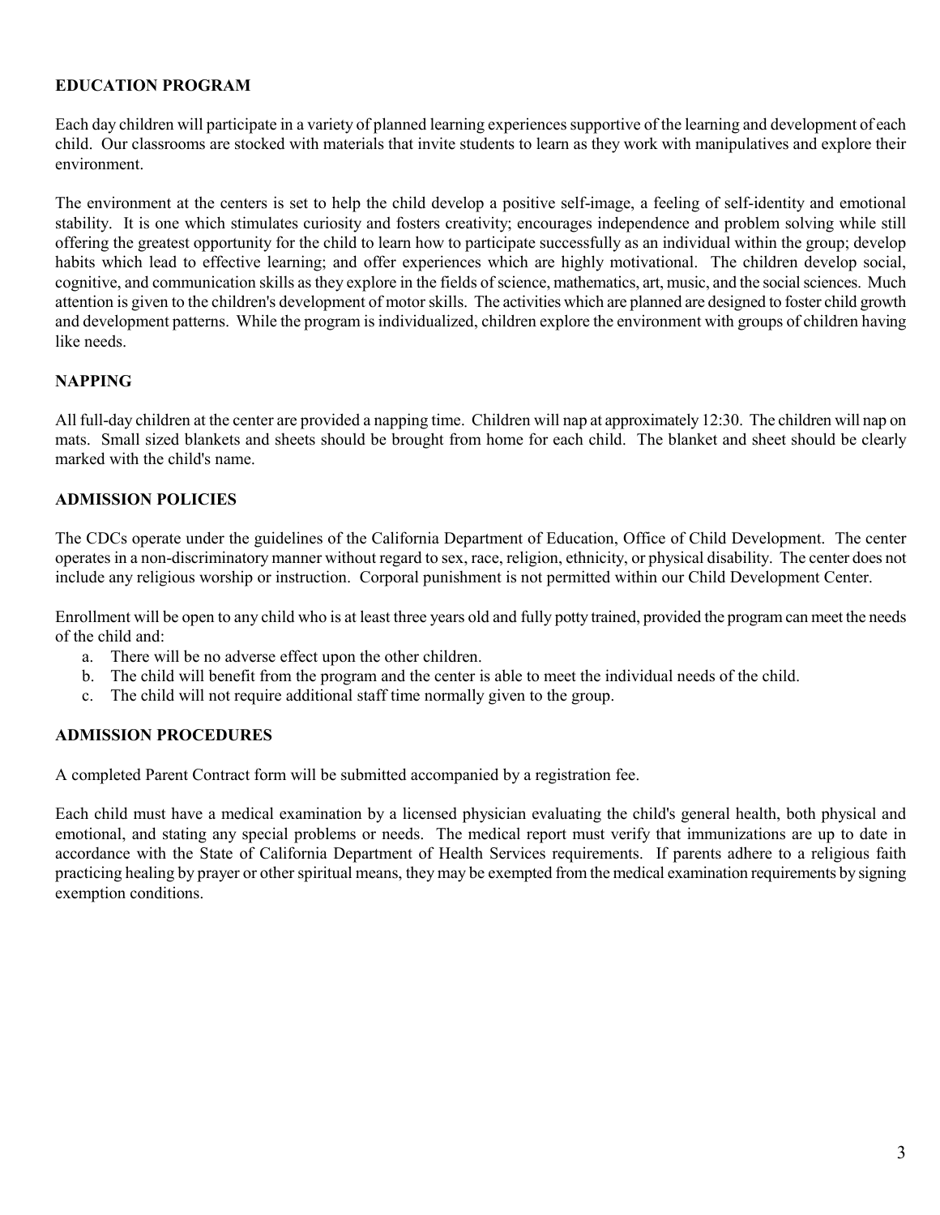## EDUCATION PROGRAM

Each day children will participate in a variety of planned learning experiences supportive of the learning and development of each child. Our classrooms are stocked with materials that invite students to learn as they work with manipulatives and explore their environment.

The environment at the centers is set to help the child develop a positive self-image, a feeling of self-identity and emotional stability. It is one which stimulates curiosity and fosters creativity; encourages independence and problem solving while still offering the greatest opportunity for the child to learn how to participate successfully as an individual within the group; develop habits which lead to effective learning; and offer experiences which are highly motivational. The children develop social, cognitive, and communication skills as they explore in the fields of science, mathematics, art, music, and the social sciences. Much attention is given to the children's development of motor skills. The activities which are planned are designed to foster child growth and development patterns. While the program is individualized, children explore the environment with groups of children having like needs.

## NAPPING

All full-day children at the center are provided a napping time. Children will nap at approximately 12:30. The children will nap on mats. Small sized blankets and sheets should be brought from home for each child. The blanket and sheet should be clearly marked with the child's name.

## ADMISSION POLICIES

The CDCs operate under the guidelines of the California Department of Education, Office of Child Development. The center operates in a non-discriminatory manner without regard to sex, race, religion, ethnicity, or physical disability. The center does not include any religious worship or instruction. Corporal punishment is not permitted within our Child Development Center.

Enrollment will be open to any child who is at least three years old and fully potty trained, provided the program can meet the needs of the child and:

a. There will be no adverse effect upon the other children.
b. The child will benefit from the program and the center is able to meet the individual needs of the child.
c. The child will not require additional staff time normally given to the group.

## ADMISSION PROCEDURES

A completed Parent Contract form will be submitted accompanied by a registration fee.

Each child must have a medical examination by a licensed physician evaluating the child's general health, both physical and emotional, and stating any special problems or needs. The medical report must verify that immunizations are up to date in accordance with the State of California Department of Health Services requirements. If parents adhere to a religious faith practicing healing by prayer or other spiritual means, they may be exempted from the medical examination requirements by signing exemption conditions.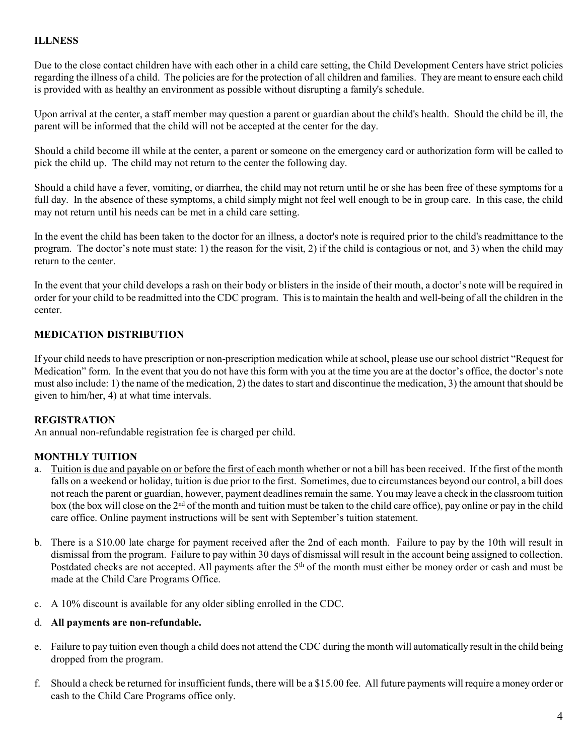## ILLNESS

Due to the close contact children have with each other in a child care setting, the Child Development Centers have strict policies regarding the illness of a child. The policies are for the protection of all children and families. They are meant to ensure each child is provided with as healthy an environment as possible without disrupting a family's schedule.

Upon arrival at the center, a staff member may question a parent or guardian about the child's health. Should the child be ill, the parent will be informed that the child will not be accepted at the center for the day.

Should a child become ill while at the center, a parent or someone on the emergency card or authorization form will be called to pick the child up. The child may not return to the center the following day.

Should a child have a fever, vomiting, or diarrhea, the child may not return until he or she has been free of these symptoms for a full day. In the absence of these symptoms, a child simply might not feel well enough to be in group care. In this case, the child may not return until his needs can be met in a child care setting.

In the event the child has been taken to the doctor for an illness, a doctor's note is required prior to the child's readmittance to the program. The doctor's note must state: 1) the reason for the visit, 2) if the child is contagious or not, and 3) when the child may return to the center.

In the event that your child develops a rash on their body or blisters in the inside of their mouth, a doctor's note will be required in order for your child to be readmitted into the CDC program. This is to maintain the health and well-being of all the children in the center.

## MEDICATION DISTRIBUTION

If your child needs to have prescription or non-prescription medication while at school, please use our school district "Request for Medication" form. In the event that you do not have this form with you at the time you are at the doctor's office, the doctor's note must also include: 1) the name of the medication, 2) the dates to start and discontinue the medication, 3) the amount that should be given to him/her, 4) at what time intervals.

## REGISTRATION

An annual non-refundable registration fee is charged per child.

## MONTHLY TUITION

a. <u>Tuition is due and payable on or before the first of each month</u> whether or not a bill has been received. If the first of the month falls on a weekend or holiday, tuition is due prior to the first. Sometimes, due to circumstances beyond our control, a bill does not reach the parent or guardian, however, payment deadlines remain the same. You may leave a check in the classroom tuition box (the box will close on the 2nd of the month and tuition must be taken to the child care office), pay online or pay in the child care office. Online payment instructions will be sent with September's tuition statement.

b. There is a $10.00 late charge for payment received after the 2nd of each month. Failure to pay by the 10th will result in dismissal from the program. Failure to pay within 30 days of dismissal will result in the account being assigned to collection. Postdated checks are not accepted. All payments after the 5th of the month must either be money order or cash and must be made at the Child Care Programs Office.

c. A 10% discount is available for any older sibling enrolled in the CDC.

d. **All payments are non-refundable.**

e. Failure to pay tuition even though a child does not attend the CDC during the month will automatically result in the child being dropped from the program.

f. Should a check be returned for insufficient funds, there will be a $15.00 fee. All future payments will require a money order or cash to the Child Care Programs office only.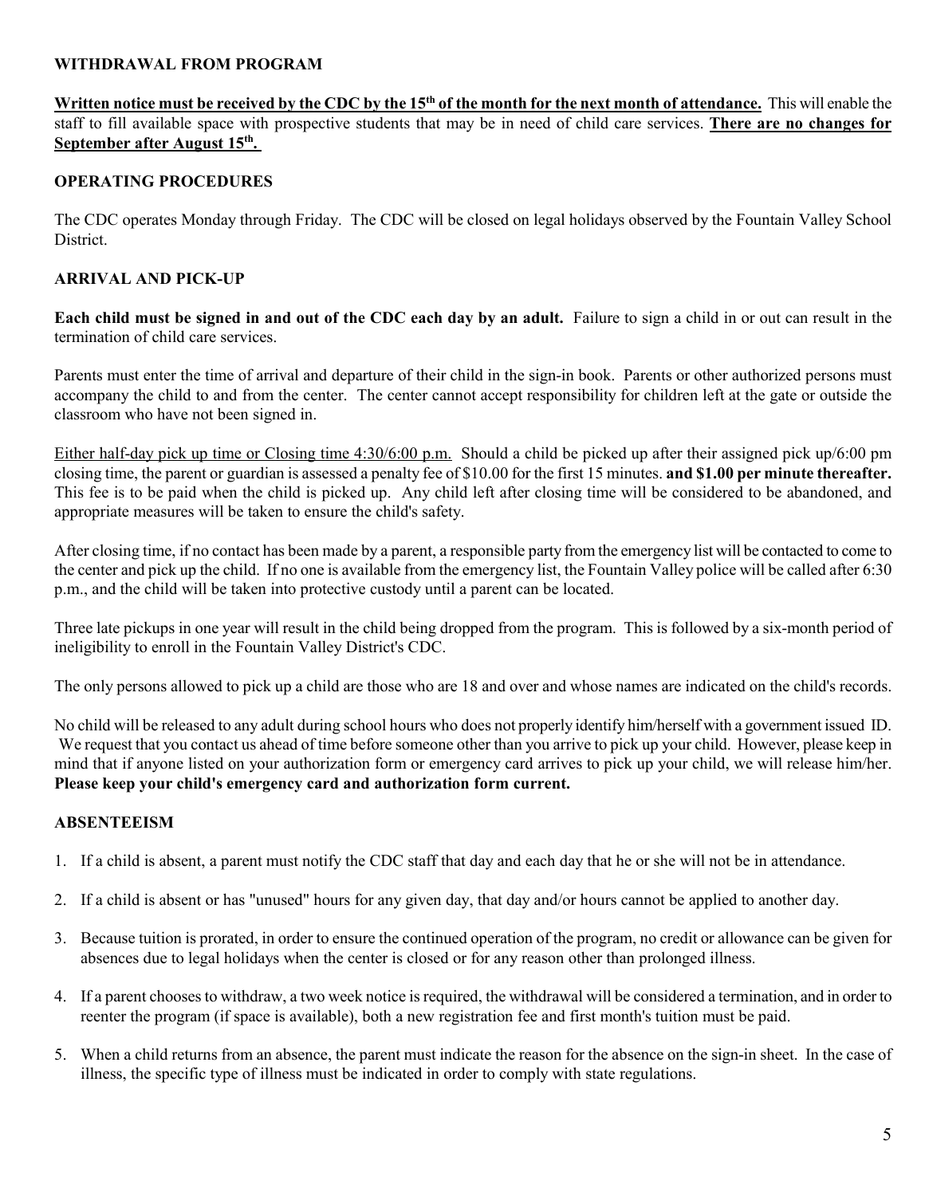## WITHDRAWAL FROM PROGRAM

**Written notice must be received by the CDC by the 15th of the month for the next month of attendance.** This will enable the staff to fill available space with prospective students that may be in need of child care services. **There are no changes for September after August 15th.**

## OPERATING PROCEDURES

The CDC operates Monday through Friday. The CDC will be closed on legal holidays observed by the Fountain Valley School District.

## ARRIVAL AND PICK-UP

**Each child must be signed in and out of the CDC each day by an adult.** Failure to sign a child in or out can result in the termination of child care services.

Parents must enter the time of arrival and departure of their child in the sign-in book. Parents or other authorized persons must accompany the child to and from the center. The center cannot accept responsibility for children left at the gate or outside the classroom who have not been signed in.

Either half-day pick up time or Closing time 4:30/6:00 p.m. Should a child be picked up after their assigned pick up/6:00 pm closing time, the parent or guardian is assessed a penalty fee of $10.00 for the first 15 minutes. **and $1.00 per minute thereafter.** This fee is to be paid when the child is picked up. Any child left after closing time will be considered to be abandoned, and appropriate measures will be taken to ensure the child's safety.

After closing time, if no contact has been made by a parent, a responsible party from the emergency list will be contacted to come to the center and pick up the child. If no one is available from the emergency list, the Fountain Valley police will be called after 6:30 p.m., and the child will be taken into protective custody until a parent can be located.

Three late pickups in one year will result in the child being dropped from the program. This is followed by a six-month period of ineligibility to enroll in the Fountain Valley District's CDC.

The only persons allowed to pick up a child are those who are 18 and over and whose names are indicated on the child's records.

No child will be released to any adult during school hours who does not properly identify him/herself with a government issued ID. We request that you contact us ahead of time before someone other than you arrive to pick up your child. However, please keep in mind that if anyone listed on your authorization form or emergency card arrives to pick up your child, we will release him/her. **Please keep your child's emergency card and authorization form current.**

## ABSENTEEISM

1. If a child is absent, a parent must notify the CDC staff that day and each day that he or she will not be in attendance.
2. If a child is absent or has "unused" hours for any given day, that day and/or hours cannot be applied to another day.
3. Because tuition is prorated, in order to ensure the continued operation of the program, no credit or allowance can be given for absences due to legal holidays when the center is closed or for any reason other than prolonged illness.
4. If a parent chooses to withdraw, a two week notice is required, the withdrawal will be considered a termination, and in order to reenter the program (if space is available), both a new registration fee and first month's tuition must be paid.
5. When a child returns from an absence, the parent must indicate the reason for the absence on the sign-in sheet. In the case of illness, the specific type of illness must be indicated in order to comply with state regulations.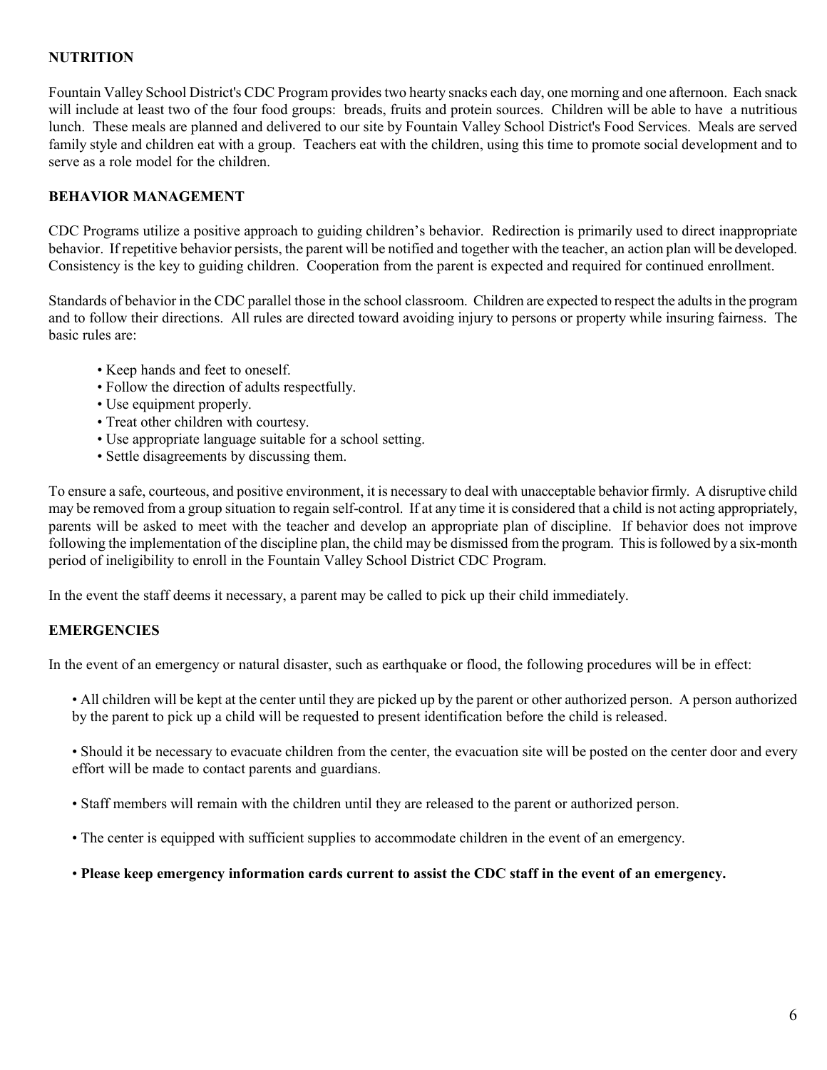## NUTRITION

Fountain Valley School District's CDC Program provides two hearty snacks each day, one morning and one afternoon. Each snack will include at least two of the four food groups: breads, fruits and protein sources. Children will be able to have a nutritious lunch. These meals are planned and delivered to our site by Fountain Valley School District's Food Services. Meals are served family style and children eat with a group. Teachers eat with the children, using this time to promote social development and to serve as a role model for the children.

## BEHAVIOR MANAGEMENT

CDC Programs utilize a positive approach to guiding children's behavior. Redirection is primarily used to direct inappropriate behavior. If repetitive behavior persists, the parent will be notified and together with the teacher, an action plan will be developed. Consistency is the key to guiding children. Cooperation from the parent is expected and required for continued enrollment.

Standards of behavior in the CDC parallel those in the school classroom. Children are expected to respect the adults in the program and to follow their directions. All rules are directed toward avoiding injury to persons or property while insuring fairness. The basic rules are:

- Keep hands and feet to oneself.
- Follow the direction of adults respectfully.
- Use equipment properly.
- Treat other children with courtesy.
- Use appropriate language suitable for a school setting.
- Settle disagreements by discussing them.

To ensure a safe, courteous, and positive environment, it is necessary to deal with unacceptable behavior firmly. A disruptive child may be removed from a group situation to regain self-control. If at any time it is considered that a child is not acting appropriately, parents will be asked to meet with the teacher and develop an appropriate plan of discipline. If behavior does not improve following the implementation of the discipline plan, the child may be dismissed from the program. This is followed by a six-month period of ineligibility to enroll in the Fountain Valley School District CDC Program.

In the event the staff deems it necessary, a parent may be called to pick up their child immediately.

## EMERGENCIES

In the event of an emergency or natural disaster, such as earthquake or flood, the following procedures will be in effect:

- All children will be kept at the center until they are picked up by the parent or other authorized person. A person authorized by the parent to pick up a child will be requested to present identification before the child is released.
- Should it be necessary to evacuate children from the center, the evacuation site will be posted on the center door and every effort will be made to contact parents and guardians.
- Staff members will remain with the children until they are released to the parent or authorized person.
- The center is equipped with sufficient supplies to accommodate children in the event of an emergency.
- **Please keep emergency information cards current to assist the CDC staff in the event of an emergency.**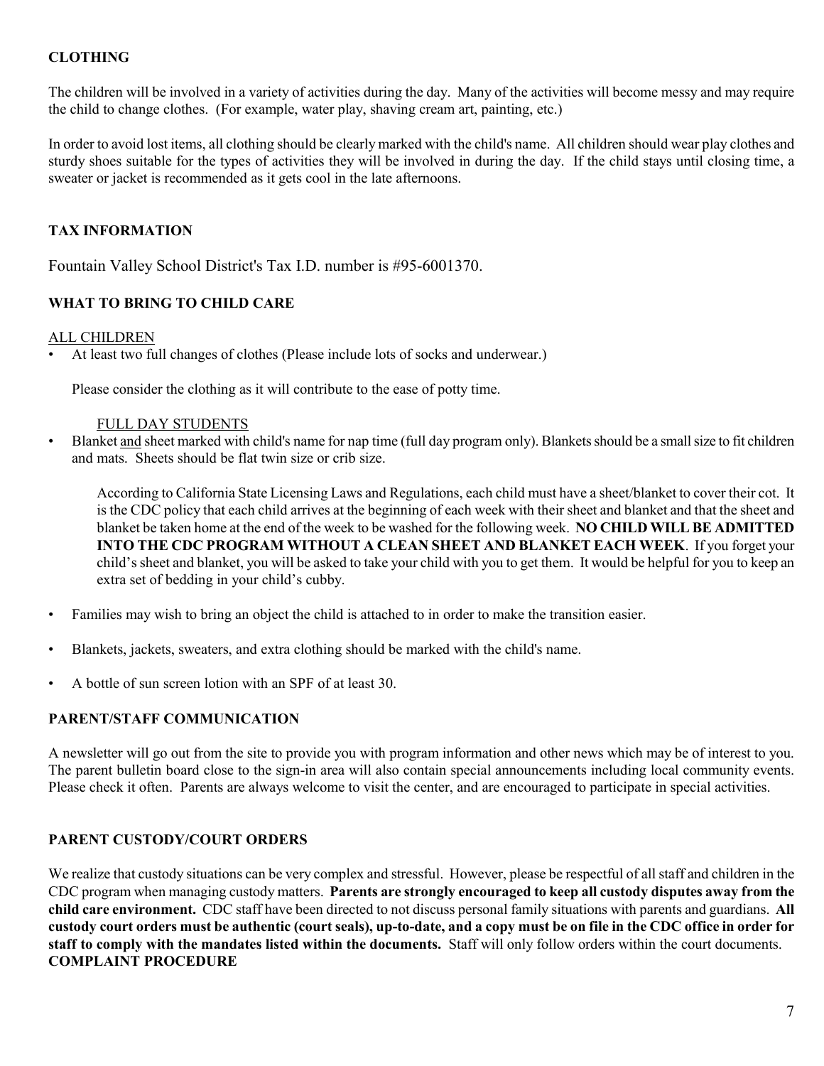## CLOTHING

The children will be involved in a variety of activities during the day. Many of the activities will become messy and may require the child to change clothes. (For example, water play, shaving cream art, painting, etc.)

In order to avoid lost items, all clothing should be clearly marked with the child's name. All children should wear play clothes and sturdy shoes suitable for the types of activities they will be involved in during the day. If the child stays until closing time, a sweater or jacket is recommended as it gets cool in the late afternoons.

## TAX INFORMATION

Fountain Valley School District's Tax I.D. number is #95-6001370.

## WHAT TO BRING TO CHILD CARE

ALL CHILDREN

- At least two full changes of clothes (Please include lots of socks and underwear.)

  Please consider the clothing as it will contribute to the ease of potty time.

  FULL DAY STUDENTS

- Blanket and sheet marked with child's name for nap time (full day program only). Blankets should be a small size to fit children and mats. Sheets should be flat twin size or crib size.

  According to California State Licensing Laws and Regulations, each child must have a sheet/blanket to cover their cot. It is the CDC policy that each child arrives at the beginning of each week with their sheet and blanket and that the sheet and blanket be taken home at the end of the week to be washed for the following week. **NO CHILD WILL BE ADMITTED INTO THE CDC PROGRAM WITHOUT A CLEAN SHEET AND BLANKET EACH WEEK**. If you forget your child's sheet and blanket, you will be asked to take your child with you to get them. It would be helpful for you to keep an extra set of bedding in your child's cubby.

- Families may wish to bring an object the child is attached to in order to make the transition easier.

- Blankets, jackets, sweaters, and extra clothing should be marked with the child's name.

- A bottle of sun screen lotion with an SPF of at least 30.

## PARENT/STAFF COMMUNICATION

A newsletter will go out from the site to provide you with program information and other news which may be of interest to you. The parent bulletin board close to the sign-in area will also contain special announcements including local community events. Please check it often. Parents are always welcome to visit the center, and are encouraged to participate in special activities.

## PARENT CUSTODY/COURT ORDERS

We realize that custody situations can be very complex and stressful. However, please be respectful of all staff and children in the CDC program when managing custody matters. **Parents are strongly encouraged to keep all custody disputes away from the child care environment.** CDC staff have been directed to not discuss personal family situations with parents and guardians. **All custody court orders must be authentic (court seals), up-to-date, and a copy must be on file in the CDC office in order for staff to comply with the mandates listed within the documents.** Staff will only follow orders within the court documents.

## COMPLAINT PROCEDURE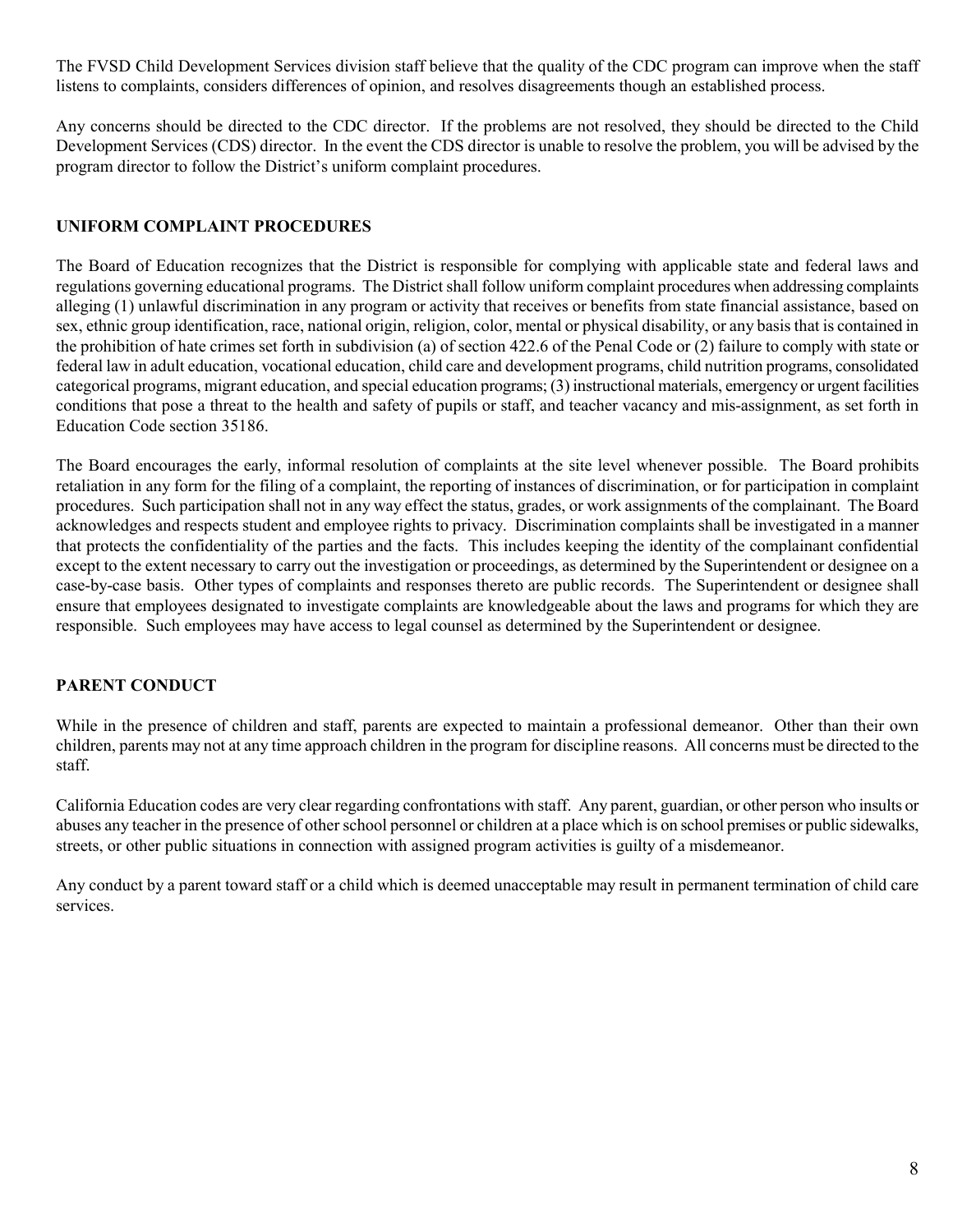The FVSD Child Development Services division staff believe that the quality of the CDC program can improve when the staff listens to complaints, considers differences of opinion, and resolves disagreements though an established process.

Any concerns should be directed to the CDC director. If the problems are not resolved, they should be directed to the Child Development Services (CDS) director. In the event the CDS director is unable to resolve the problem, you will be advised by the program director to follow the District's uniform complaint procedures.

## UNIFORM COMPLAINT PROCEDURES

The Board of Education recognizes that the District is responsible for complying with applicable state and federal laws and regulations governing educational programs. The District shall follow uniform complaint procedures when addressing complaints alleging (1) unlawful discrimination in any program or activity that receives or benefits from state financial assistance, based on sex, ethnic group identification, race, national origin, religion, color, mental or physical disability, or any basis that is contained in the prohibition of hate crimes set forth in subdivision (a) of section 422.6 of the Penal Code or (2) failure to comply with state or federal law in adult education, vocational education, child care and development programs, child nutrition programs, consolidated categorical programs, migrant education, and special education programs; (3) instructional materials, emergency or urgent facilities conditions that pose a threat to the health and safety of pupils or staff, and teacher vacancy and mis-assignment, as set forth in Education Code section 35186.

The Board encourages the early, informal resolution of complaints at the site level whenever possible. The Board prohibits retaliation in any form for the filing of a complaint, the reporting of instances of discrimination, or for participation in complaint procedures. Such participation shall not in any way effect the status, grades, or work assignments of the complainant. The Board acknowledges and respects student and employee rights to privacy. Discrimination complaints shall be investigated in a manner that protects the confidentiality of the parties and the facts. This includes keeping the identity of the complainant confidential except to the extent necessary to carry out the investigation or proceedings, as determined by the Superintendent or designee on a case-by-case basis. Other types of complaints and responses thereto are public records. The Superintendent or designee shall ensure that employees designated to investigate complaints are knowledgeable about the laws and programs for which they are responsible. Such employees may have access to legal counsel as determined by the Superintendent or designee.

## PARENT CONDUCT

While in the presence of children and staff, parents are expected to maintain a professional demeanor. Other than their own children, parents may not at any time approach children in the program for discipline reasons. All concerns must be directed to the staff.

California Education codes are very clear regarding confrontations with staff. Any parent, guardian, or other person who insults or abuses any teacher in the presence of other school personnel or children at a place which is on school premises or public sidewalks, streets, or other public situations in connection with assigned program activities is guilty of a misdemeanor.

Any conduct by a parent toward staff or a child which is deemed unacceptable may result in permanent termination of child care services.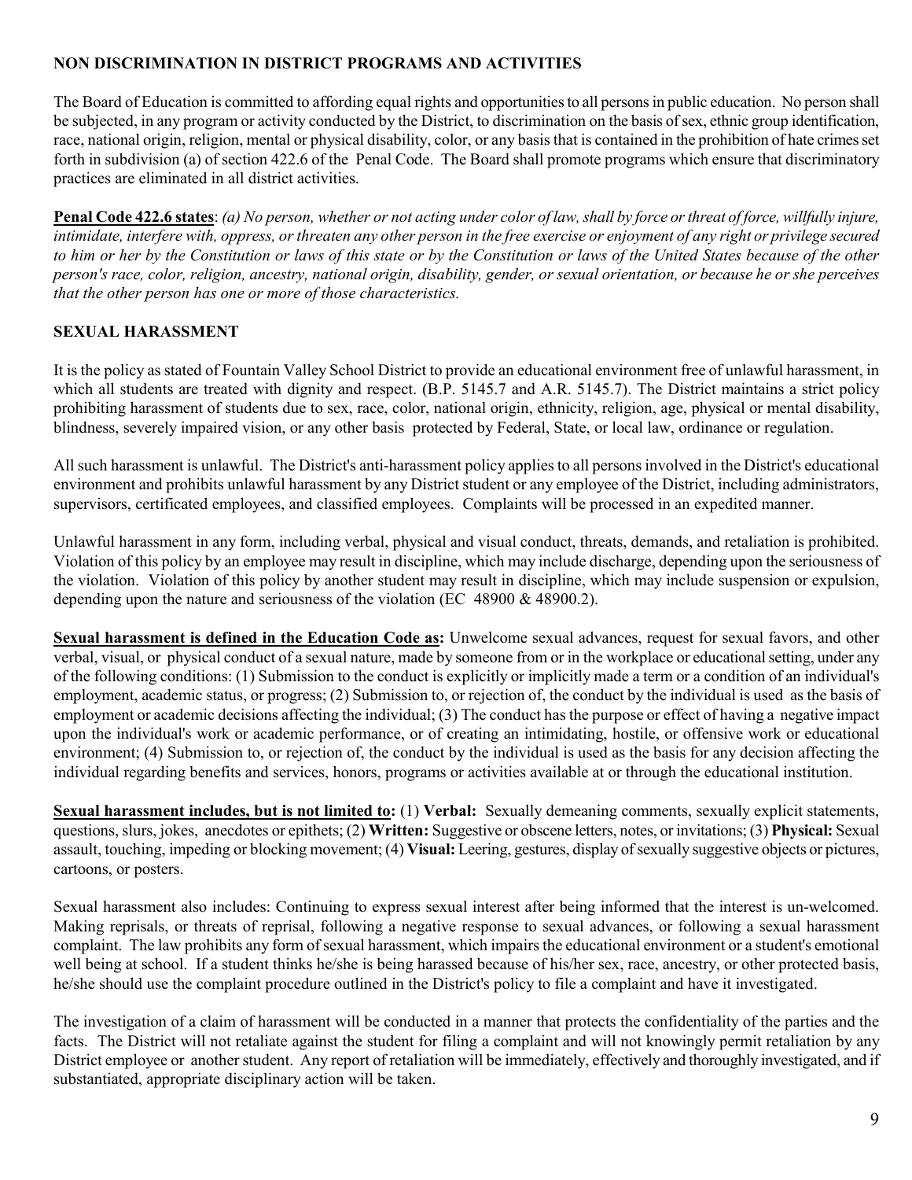## NON DISCRIMINATION IN DISTRICT PROGRAMS AND ACTIVITIES

The Board of Education is committed to affording equal rights and opportunities to all persons in public education. No person shall be subjected, in any program or activity conducted by the District, to discrimination on the basis of sex, ethnic group identification, race, national origin, religion, mental or physical disability, color, or any basis that is contained in the prohibition of hate crimes set forth in subdivision (a) of section 422.6 of the Penal Code. The Board shall promote programs which ensure that discriminatory practices are eliminated in all district activities.

**Penal Code 422.6 states**: *(a) No person, whether or not acting under color of law, shall by force or threat of force, willfully injure, intimidate, interfere with, oppress, or threaten any other person in the free exercise or enjoyment of any right or privilege secured to him or her by the Constitution or laws of this state or by the Constitution or laws of the United States because of the other person's race, color, religion, ancestry, national origin, disability, gender, or sexual orientation, or because he or she perceives that the other person has one or more of those characteristics.*

## SEXUAL HARASSMENT

It is the policy as stated of Fountain Valley School District to provide an educational environment free of unlawful harassment, in which all students are treated with dignity and respect. (B.P. 5145.7 and A.R. 5145.7). The District maintains a strict policy prohibiting harassment of students due to sex, race, color, national origin, ethnicity, religion, age, physical or mental disability, blindness, severely impaired vision, or any other basis protected by Federal, State, or local law, ordinance or regulation.

All such harassment is unlawful. The District's anti-harassment policy applies to all persons involved in the District's educational environment and prohibits unlawful harassment by any District student or any employee of the District, including administrators, supervisors, certificated employees, and classified employees. Complaints will be processed in an expedited manner.

Unlawful harassment in any form, including verbal, physical and visual conduct, threats, demands, and retaliation is prohibited. Violation of this policy by an employee may result in discipline, which may include discharge, depending upon the seriousness of the violation. Violation of this policy by another student may result in discipline, which may include suspension or expulsion, depending upon the nature and seriousness of the violation (EC 48900 & 48900.2).

**Sexual harassment is defined in the Education Code as:** Unwelcome sexual advances, request for sexual favors, and other verbal, visual, or physical conduct of a sexual nature, made by someone from or in the workplace or educational setting, under any of the following conditions: (1) Submission to the conduct is explicitly or implicitly made a term or a condition of an individual's employment, academic status, or progress; (2) Submission to, or rejection of, the conduct by the individual is used as the basis of employment or academic decisions affecting the individual; (3) The conduct has the purpose or effect of having a negative impact upon the individual's work or academic performance, or of creating an intimidating, hostile, or offensive work or educational environment; (4) Submission to, or rejection of, the conduct by the individual is used as the basis for any decision affecting the individual regarding benefits and services, honors, programs or activities available at or through the educational institution.

**Sexual harassment includes, but is not limited to:** (1) **Verbal:** Sexually demeaning comments, sexually explicit statements, questions, slurs, jokes, anecdotes or epithets; (2) **Written:** Suggestive or obscene letters, notes, or invitations; (3) **Physical:** Sexual assault, touching, impeding or blocking movement; (4) **Visual:** Leering, gestures, display of sexually suggestive objects or pictures, cartoons, or posters.

Sexual harassment also includes: Continuing to express sexual interest after being informed that the interest is un-welcomed. Making reprisals, or threats of reprisal, following a negative response to sexual advances, or following a sexual harassment complaint. The law prohibits any form of sexual harassment, which impairs the educational environment or a student's emotional well being at school. If a student thinks he/she is being harassed because of his/her sex, race, ancestry, or other protected basis, he/she should use the complaint procedure outlined in the District's policy to file a complaint and have it investigated.

The investigation of a claim of harassment will be conducted in a manner that protects the confidentiality of the parties and the facts. The District will not retaliate against the student for filing a complaint and will not knowingly permit retaliation by any District employee or another student. Any report of retaliation will be immediately, effectively and thoroughly investigated, and if substantiated, appropriate disciplinary action will be taken.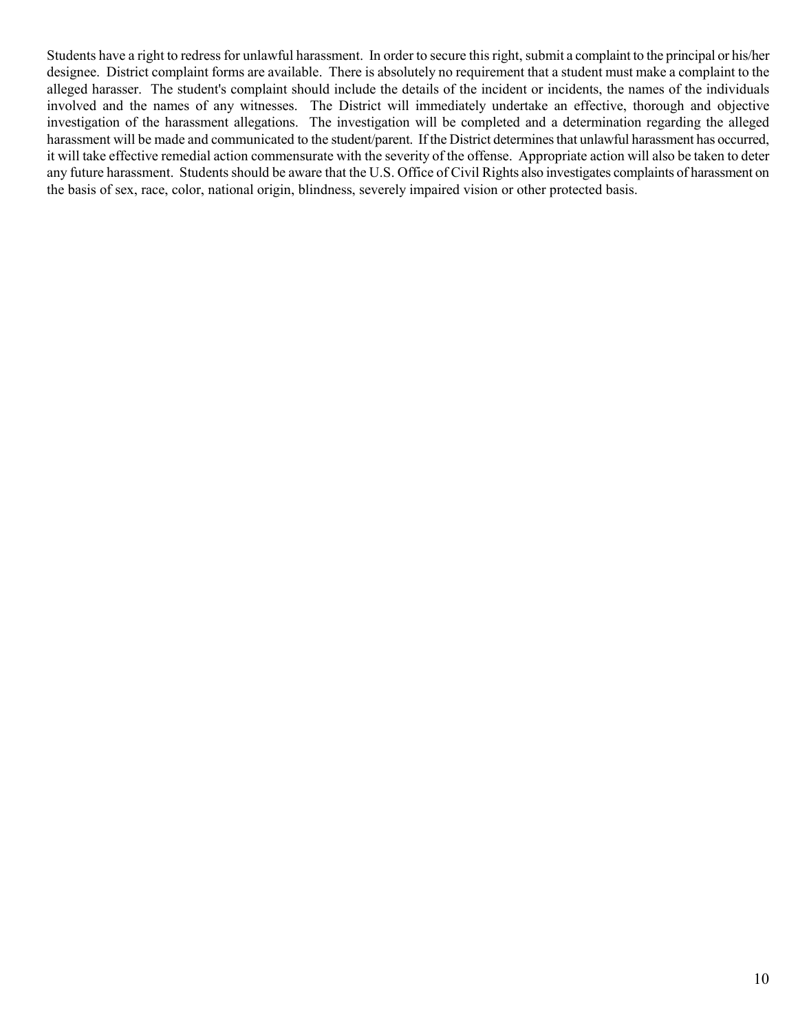Students have a right to redress for unlawful harassment. In order to secure this right, submit a complaint to the principal or his/her designee. District complaint forms are available. There is absolutely no requirement that a student must make a complaint to the alleged harasser. The student's complaint should include the details of the incident or incidents, the names of the individuals involved and the names of any witnesses. The District will immediately undertake an effective, thorough and objective investigation of the harassment allegations. The investigation will be completed and a determination regarding the alleged harassment will be made and communicated to the student/parent. If the District determines that unlawful harassment has occurred, it will take effective remedial action commensurate with the severity of the offense. Appropriate action will also be taken to deter any future harassment. Students should be aware that the U.S. Office of Civil Rights also investigates complaints of harassment on the basis of sex, race, color, national origin, blindness, severely impaired vision or other protected basis.